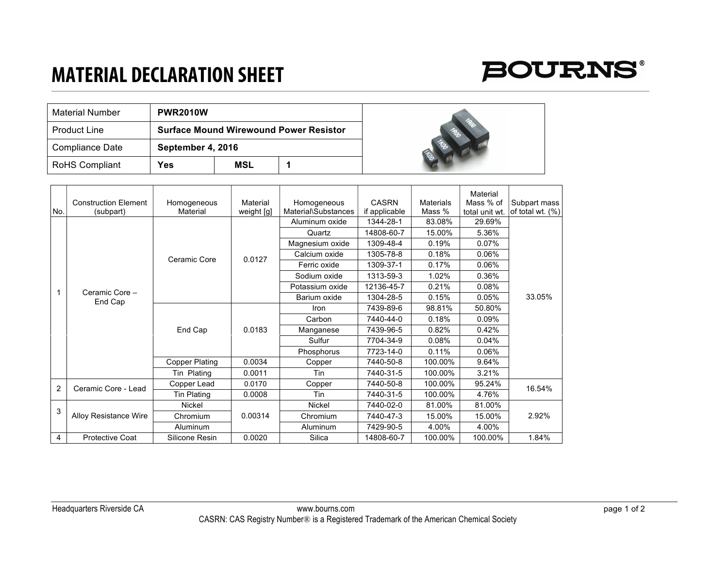# MATERIAL DECLARATION SHEET

**BOURNS®**

| Material Number | **PWR2010W** | | |
|---|---|---|---|
| Product Line | **Surface Mound Wirewound Power Resistor** | | |
| Compliance Date | **September 4, 2016** | | |
| RoHS Compliant | **Yes** | **MSL** | **1** |

| No. | Construction Element (subpart) | Homogeneous Material | Material weight [g] | Homogeneous Material\Substances | CASRN if applicable | Materials Mass % | Material Mass % of total unit wt. | Subpart mass of total wt. (%) |
|---|---|---|---|---|---|---|---|---|
| 1 | Ceramic Core – End Cap | Ceramic Core | 0.0127 | Aluminum oxide | 1344-28-1 | 83.08% | 29.69% | 33.05% |
| | | | | Quartz | 14808-60-7 | 15.00% | 5.36% | |
| | | | | Magnesium oxide | 1309-48-4 | 0.19% | 0.07% | |
| | | | | Calcium oxide | 1305-78-8 | 0.18% | 0.06% | |
| | | | | Ferric oxide | 1309-37-1 | 0.17% | 0.06% | |
| | | | | Sodium oxide | 1313-59-3 | 1.02% | 0.36% | |
| | | | | Potassium oxide | 12136-45-7 | 0.21% | 0.08% | |
| | | | | Barium oxide | 1304-28-5 | 0.15% | 0.05% | |
| | | End Cap | 0.0183 | Iron | 7439-89-6 | 98.81% | 50.80% | |
| | | | | Carbon | 7440-44-0 | 0.18% | 0.09% | |
| | | | | Manganese | 7439-96-5 | 0.82% | 0.42% | |
| | | | | Sulfur | 7704-34-9 | 0.08% | 0.04% | |
| | | | | Phosphorus | 7723-14-0 | 0.11% | 0.06% | |
| | | Copper Plating | 0.0034 | Copper | 7440-50-8 | 100.00% | 9.64% | |
| | | Tin Plating | 0.0011 | Tin | 7440-31-5 | 100.00% | 3.21% | |
| 2 | Ceramic Core - Lead | Copper Lead | 0.0170 | Copper | 7440-50-8 | 100.00% | 95.24% | 16.54% |
| | | Tin Plating | 0.0008 | Tin | 7440-31-5 | 100.00% | 4.76% | |
| 3 | Alloy Resistance Wire | Nickel | 0.00314 | Nickel | 7440-02-0 | 81.00% | 81.00% | 2.92% |
| | | Chromium | | Chromium | 7440-47-3 | 15.00% | 15.00% | |
| | | Aluminum | | Aluminum | 7429-90-5 | 4.00% | 4.00% | |
| 4 | Protective Coat | Silicone Resin | 0.0020 | Silica | 14808-60-7 | 100.00% | 100.00% | 1.84% |

Headquarters Riverside CA — www.bourns.com

CASRN: CAS Registry Number® is a Registered Trademark of the American Chemical Society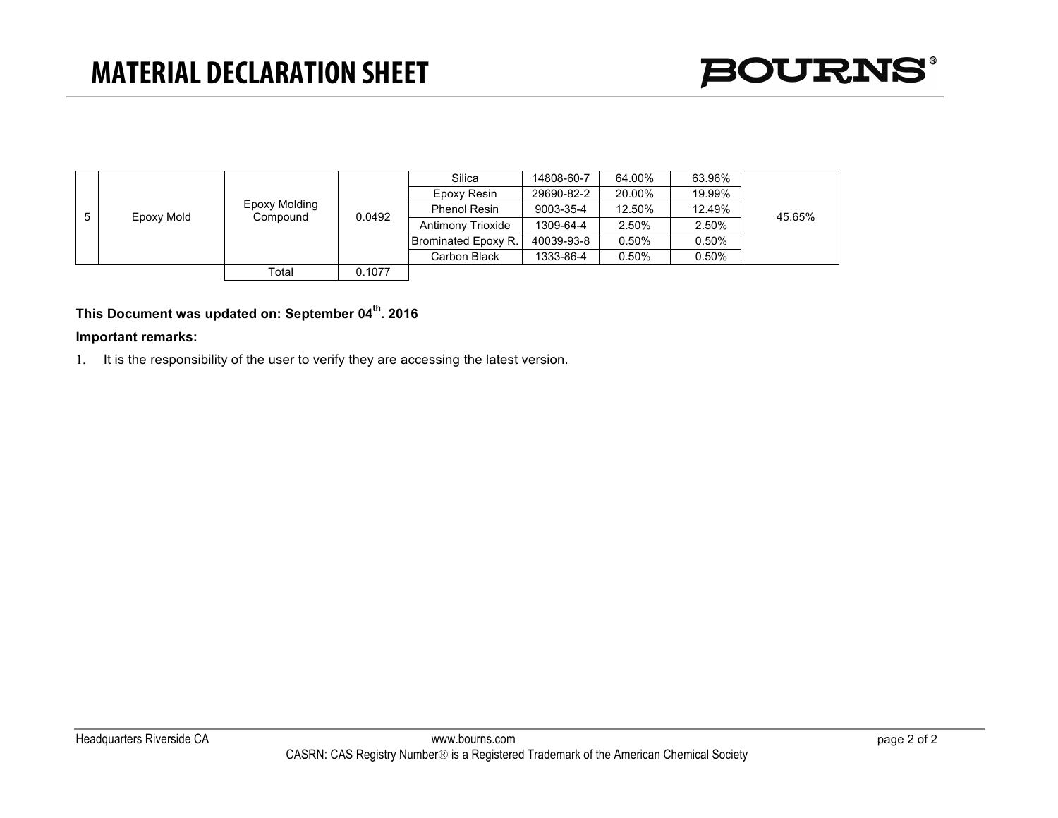# MATERIAL DECLARATION SHEET

| | | | | | | | | |
|---|---|---|---|---|---|---|---|---|
| 5 | Epoxy Mold | Epoxy Molding Compound | 0.0492 | Silica | 14808-60-7 | 64.00% | 63.96% | 45.65% |
| | | | | Epoxy Resin | 29690-82-2 | 20.00% | 19.99% | |
| | | | | Phenol Resin | 9003-35-4 | 12.50% | 12.49% | |
| | | | | Antimony Trioxide | 1309-64-4 | 2.50% | 2.50% | |
| | | | | Brominated Epoxy R. | 40039-93-8 | 0.50% | 0.50% | |
| | | | | Carbon Black | 1333-86-4 | 0.50% | 0.50% | |
| | | Total | 0.1077 | | | | | |

**This Document was updated on: September 04th. 2016**

**Important remarks:**

1. It is the responsibility of the user to verify they are accessing the latest version.

Headquarters Riverside CA www.bourns.com

CASRN: CAS Registry Number® is a Registered Trademark of the American Chemical Society